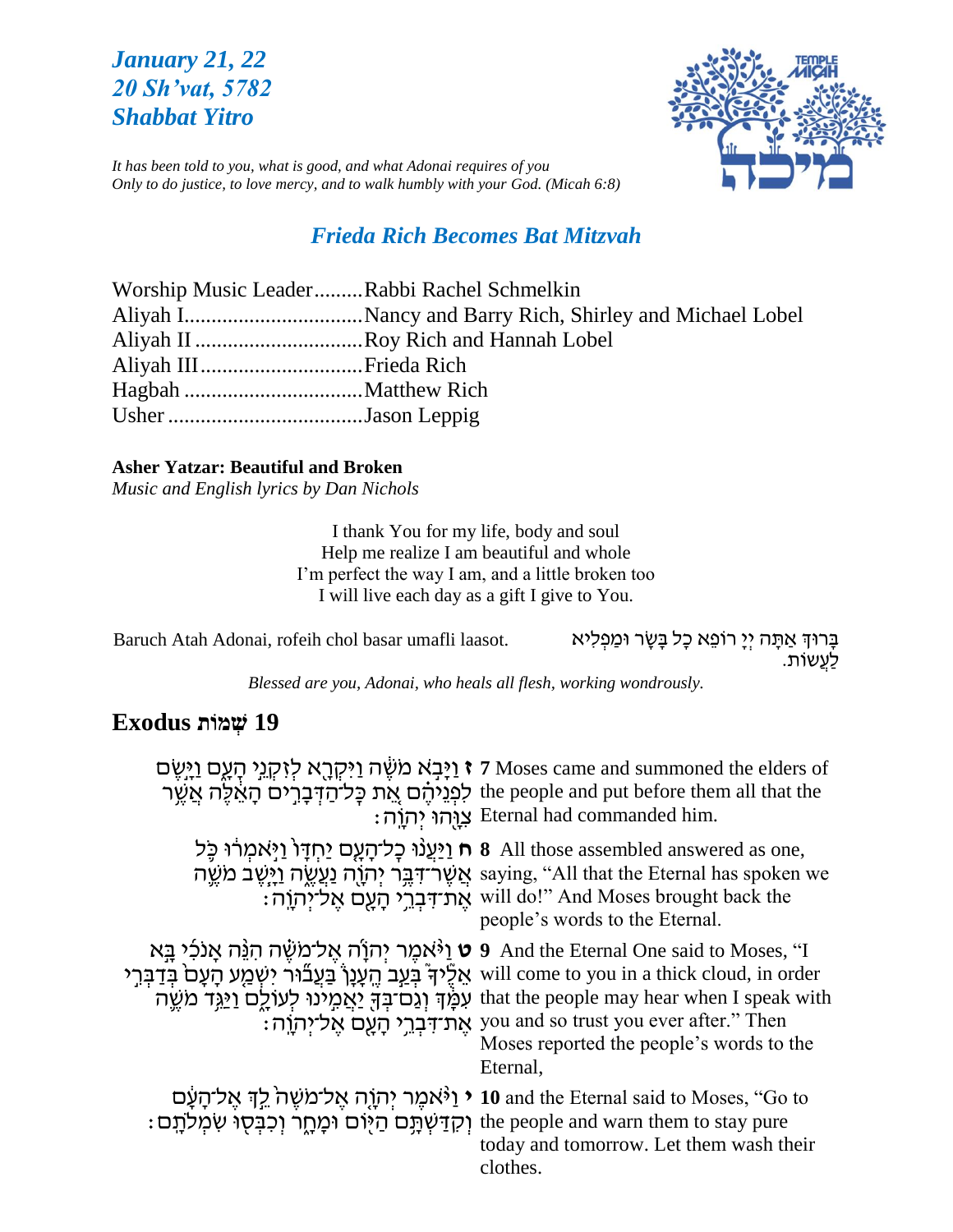***January 21, 22***
***20 Sh'vat, 5782***
***Shabbat Yitro***

*It has been told to you, what is good, and what Adonai requires of you*
*Only to do justice, to love mercy, and to walk humbly with your God. (Micah 6:8)*

## *Frieda Rich Becomes Bat Mitzvah*

Worship Music Leader.........Rabbi Rachel Schmelkin
Aliyah I.................................Nancy and Barry Rich, Shirley and Michael Lobel
Aliyah II ...............................Roy Rich and Hannah Lobel
Aliyah III..............................Frieda Rich
Hagbah .................................Matthew Rich
Usher ....................................Jason Leppig

**Asher Yatzar: Beautiful and Broken**
*Music and English lyrics by Dan Nichols*

I thank You for my life, body and soul
Help me realize I am beautiful and whole
I'm perfect the way I am, and a little broken too
I will live each day as a gift I give to You.

Baruch Atah Adonai, rofeih chol basar umafli laasot.

בָּרוּךְ אַתָּה יְיָ רוֹפֵא כָל בָּשָׂר וּמַפְלִיא לַעֲשׂוֹת.

*Blessed are you, Adonai, who heals all flesh, working wondrously.*

## Exodus שְׁמוֹת 19

ז וַיָּבֹא מֹשֶׁה וַיִּקְרָא לְזִקְנֵי הָעָם וַיָּשֶׂם לִפְנֵיהֶם אֵת כָּל־הַדְּבָרִים הָאֵלֶּה אֲשֶׁר צִוָּהוּ יְהוָה׃

**7** Moses came and summoned the elders of the people and put before them all that the Eternal had commanded him.

ח וַיַּעֲנוּ כָל־הָעָם יַחְדָּו וַיֹּאמְרוּ כֹּל אֲשֶׁר־דִּבֶּר יְהוָה נַעֲשֶׂה וַיָּשֶׁב מֹשֶׁה אֶת־דִּבְרֵי הָעָם אֶל־יְהוָה׃

**8** All those assembled answered as one, saying, "All that the Eternal has spoken we will do!" And Moses brought back the people's words to the Eternal.

ט וַיֹּאמֶר יְהוָה אֶל־מֹשֶׁה הִנֵּה אָנֹכִי בָּא אֵלֶיךָ בְּעַב הֶעָנָן בַּעֲבוּר יִשְׁמַע הָעָם בְּדַבְּרִי עִמָּךְ וְגַם־בְּךָ יַאֲמִינוּ לְעוֹלָם וַיַּגֵּד מֹשֶׁה אֶת־דִּבְרֵי הָעָם אֶל־יְהוָה׃

**9** And the Eternal One said to Moses, "I will come to you in a thick cloud, in order that the people may hear when I speak with you and so trust you ever after." Then Moses reported the people's words to the Eternal,

י וַיֹּאמֶר יְהוָה אֶל־מֹשֶׁה לֵךְ אֶל־הָעָם וְקִדַּשְׁתָּם הַיּוֹם וּמָחָר וְכִבְּסוּ שִׂמְלֹתָם׃

**10** and the Eternal said to Moses, "Go to the people and warn them to stay pure today and tomorrow. Let them wash their clothes.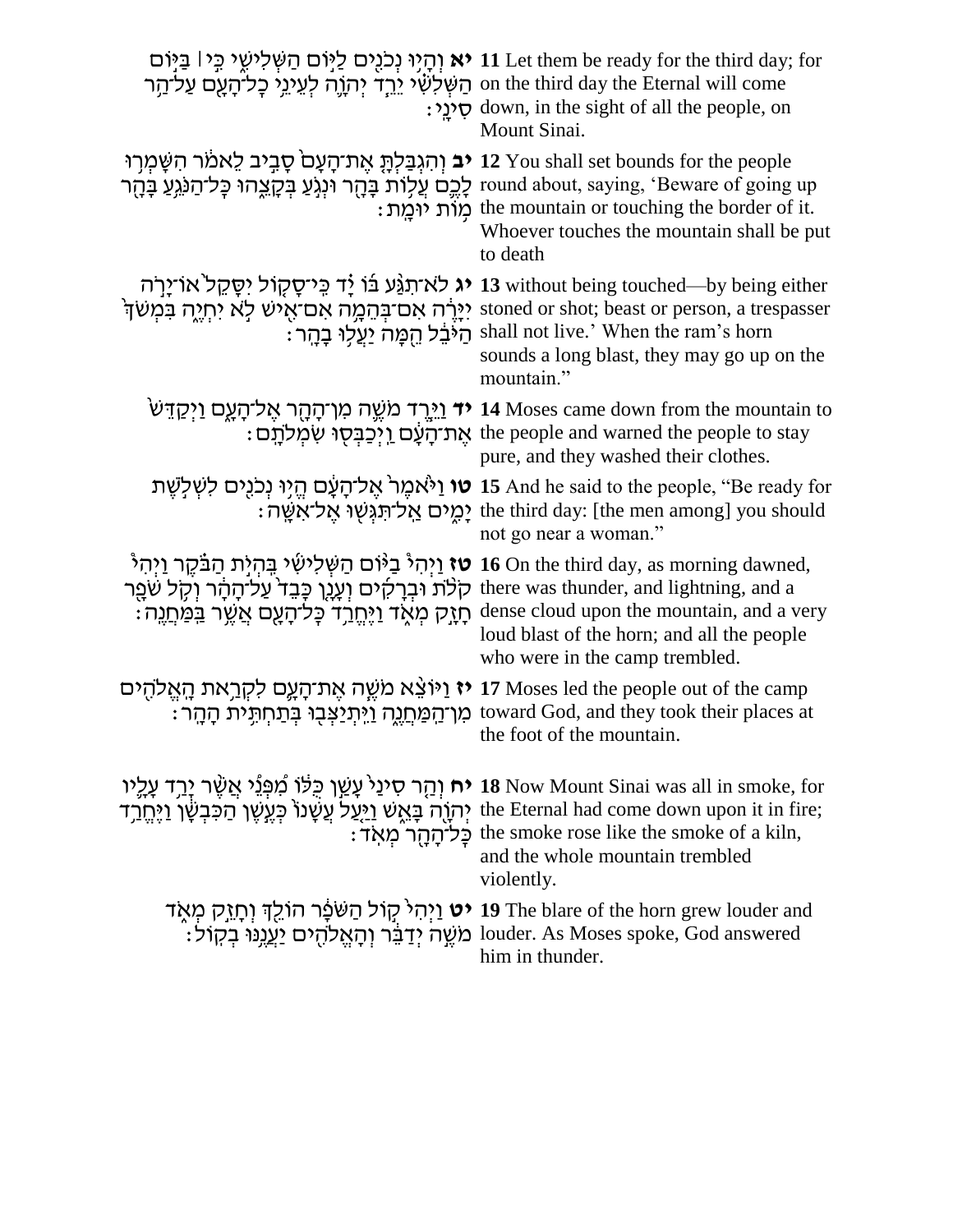| | |
|---|---|
| **יא** וְהָיוּ נְכֹנִים לַיּוֹם הַשְּׁלִישִׁי כִּי ׀ בַּיּוֹם הַשְּׁלִשִׁי יֵרֵד יְהֹוָה לְעֵינֵי כָל־הָעָם עַל־הַר סִינָי׃ | **11** Let them be ready for the third day; for on the third day the Eternal will come down, in the sight of all the people, on Mount Sinai. |
| **יב** וְהִגְבַּלְתָּ אֶת־הָעָם סָבִיב לֵאמֹר הִשָּׁמְרוּ לָכֶם עֲלוֹת בָּהָר וּנְגֹעַ בְּקָצֵהוּ כָּל־הַנֹּגֵעַ בָּהָר מוֹת יוּמָת׃ | **12** You shall set bounds for the people round about, saying, 'Beware of going up the mountain or touching the border of it. Whoever touches the mountain shall be put to death |
| **יג** לֹא־תִגַּע בּוֹ יָד כִּי־סָקוֹל יִסָּקֵל אוֹ־יָרֹה יִיָּרֶה אִם־בְּהֵמָה אִם־אִישׁ לֹא יִחְיֶה בִּמְשֹׁךְ הַיֹּבֵל הֵמָּה יַעֲלוּ בָהָר׃ | **13** without being touched—by being either stoned or shot; beast or person, a trespasser shall not live.' When the ram's horn sounds a long blast, they may go up on the mountain." |
| **יד** וַיֵּרֶד מֹשֶׁה מִן־הָהָר אֶל־הָעָם וַיְקַדֵּשׁ אֶת־הָעָם וַיְכַבְּסוּ שִׂמְלֹתָם׃ | **14** Moses came down from the mountain to the people and warned the people to stay pure, and they washed their clothes. |
| **טו** וַיֹּאמֶר אֶל־הָעָם הֱיוּ נְכֹנִים לִשְׁלֹשֶׁת יָמִים אַל־תִּגְּשׁוּ אֶל־אִשָּׁה׃ | **15** And he said to the people, "Be ready for the third day: [the men among] you should not go near a woman." |
| **טז** וַיְהִי בַיּוֹם הַשְּׁלִישִׁי בִּהְיֹת הַבֹּקֶר וַיְהִי קֹלֹת וּבְרָקִים וְעָנָן כָּבֵד עַל־הָהָר וְקֹל שֹׁפָר חָזָק מְאֹד וַיֶּחֱרַד כָּל־הָעָם אֲשֶׁר בַּמַּחֲנֶה׃ | **16** On the third day, as morning dawned, there was thunder, and lightning, and a dense cloud upon the mountain, and a very loud blast of the horn; and all the people who were in the camp trembled. |
| **יז** וַיּוֹצֵא מֹשֶׁה אֶת־הָעָם לִקְרַאת הָאֱלֹהִים מִן־הַמַּחֲנֶה וַיִּתְיַצְּבוּ בְּתַחְתִּית הָהָר׃ | **17** Moses led the people out of the camp toward God, and they took their places at the foot of the mountain. |
| **יח** וְהַר סִינַי עָשַׁן כֻּלּוֹ מִפְּנֵי אֲשֶׁר יָרַד עָלָיו יְהֹוָה בָּאֵשׁ וַיַּעַל עֲשָׁנוֹ כְּעֶשֶׁן הַכִּבְשָׁן וַיֶּחֱרַד כָּל־הָהָר מְאֹד׃ | **18** Now Mount Sinai was all in smoke, for the Eternal had come down upon it in fire; the smoke rose like the smoke of a kiln, and the whole mountain trembled violently. |
| **יט** וַיְהִי קוֹל הַשֹּׁפָר הוֹלֵךְ וְחָזֵק מְאֹד מֹשֶׁה יְדַבֵּר וְהָאֱלֹהִים יַעֲנֶנּוּ בְקוֹל׃ | **19** The blare of the horn grew louder and louder. As Moses spoke, God answered him in thunder. |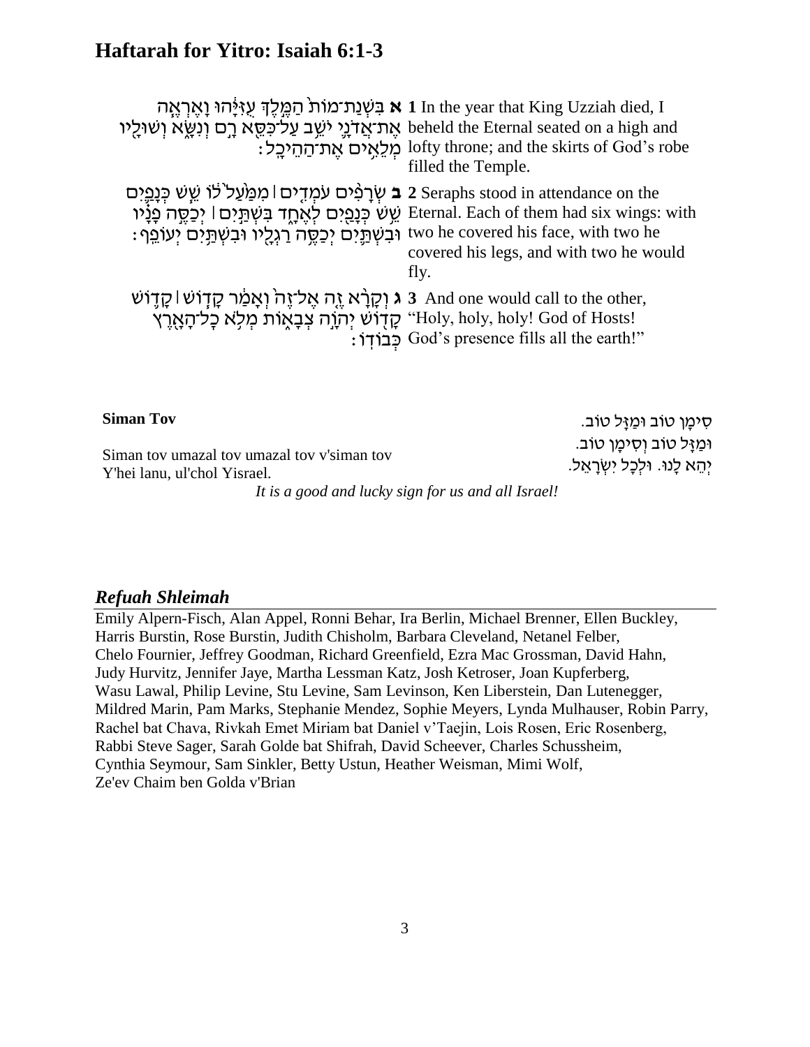## Haftarah for Yitro: Isaiah 6:1-3

| | |
|---|---|
| **א** בִּשְׁנַת־מוֹת֙ הַמֶּ֣לֶךְ עֻזִּיָּ֔הוּ וָאֶרְאֶ֧ה אֶת־אֲדֹנָ֛י יֹשֵׁ֥ב עַל־כִּסֵּ֖א רָ֣ם וְנִשָּׂ֑א וְשׁוּלָ֖יו מְלֵאִ֥ים אֶת־הַהֵיכָֽל׃ | **1** In the year that King Uzziah died, I beheld the Eternal seated on a high and lofty throne; and the skirts of God's robe filled the Temple. |
| **ב** שְׂרָפִ֨ים עֹמְדִ֤ים ׀ מִמַּ֙עַל֙ ל֔וֹ שֵׁ֧שׁ כְּנָפַ֛יִם שֵׁ֥שׁ כְּנָפַ֖יִם לְאֶחָ֑ד בִּשְׁתַּ֣יִם ׀ יְכַסֶּ֣ה פָנָ֗יו וּבִשְׁתַּ֛יִם יְכַסֶּ֥ה רַגְלָ֖יו וּבִשְׁתַּ֥יִם יְעוֹפֵֽף׃ | **2** Seraphs stood in attendance on the Eternal. Each of them had six wings: with two he covered his face, with two he covered his legs, and with two he would fly. |
| **ג** וְקָרָ֨א זֶ֤ה אֶל־זֶה֙ וְאָמַ֔ר קָד֧וֹשׁ ׀ קָד֛וֹשׁ קָד֖וֹשׁ יְהוָ֣ה צְבָא֑וֹת מְלֹ֥א כָל־הָאָ֖רֶץ כְּבוֹדֽוֹ׃ | **3** And one would call to the other, "Holy, holy, holy! God of Hosts! God's presence fills all the earth!" |

**Siman Tov**

סִימָן טוֹב וּמַזָּל טוֹב.
וּמַזָּל טוֹב וְסִימָן טוֹב.
יְהֵא לָנוּ. וּלְכָל יִשְׂרָאֵל.

Siman tov umazal tov umazal tov v'siman tov
Y'hei lanu, ul'chol Yisrael.

*It is a good and lucky sign for us and all Israel!*

## *Refuah Shleimah*

Emily Alpern-Fisch, Alan Appel, Ronni Behar, Ira Berlin, Michael Brenner, Ellen Buckley, Harris Burstin, Rose Burstin, Judith Chisholm, Barbara Cleveland, Netanel Felber, Chelo Fournier, Jeffrey Goodman, Richard Greenfield, Ezra Mac Grossman, David Hahn, Judy Hurvitz, Jennifer Jaye, Martha Lessman Katz, Josh Ketroser, Joan Kupferberg, Wasu Lawal, Philip Levine, Stu Levine, Sam Levinson, Ken Liberstein, Dan Lutenegger, Mildred Marin, Pam Marks, Stephanie Mendez, Sophie Meyers, Lynda Mulhauser, Robin Parry, Rachel bat Chava, Rivkah Emet Miriam bat Daniel v'Taejin, Lois Rosen, Eric Rosenberg, Rabbi Steve Sager, Sarah Golde bat Shifrah, David Scheever, Charles Schussheim, Cynthia Seymour, Sam Sinkler, Betty Ustun, Heather Weisman, Mimi Wolf, Ze'ev Chaim ben Golda v'Brian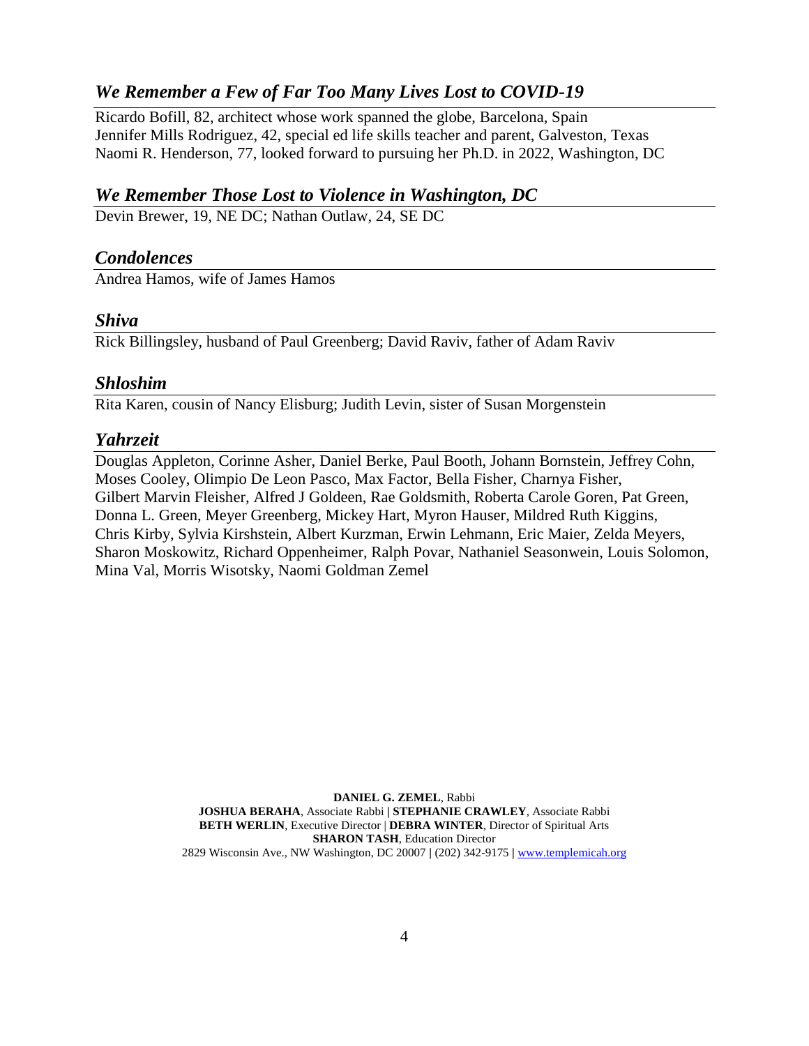## *We Remember a Few of Far Too Many Lives Lost to COVID-19*

Ricardo Bofill, 82, architect whose work spanned the globe, Barcelona, Spain
Jennifer Mills Rodriguez, 42, special ed life skills teacher and parent, Galveston, Texas
Naomi R. Henderson, 77, looked forward to pursuing her Ph.D. in 2022, Washington, DC

## *We Remember Those Lost to Violence in Washington, DC*

Devin Brewer, 19, NE DC; Nathan Outlaw, 24, SE DC

## *Condolences*

Andrea Hamos, wife of James Hamos

## *Shiva*

Rick Billingsley, husband of Paul Greenberg; David Raviv, father of Adam Raviv

## *Shloshim*

Rita Karen, cousin of Nancy Elisburg; Judith Levin, sister of Susan Morgenstein

## *Yahrzeit*

Douglas Appleton, Corinne Asher, Daniel Berke, Paul Booth, Johann Bornstein, Jeffrey Cohn, Moses Cooley, Olimpio De Leon Pasco, Max Factor, Bella Fisher, Charnya Fisher, Gilbert Marvin Fleisher, Alfred J Goldeen, Rae Goldsmith, Roberta Carole Goren, Pat Green, Donna L. Green, Meyer Greenberg, Mickey Hart, Myron Hauser, Mildred Ruth Kiggins, Chris Kirby, Sylvia Kirshstein, Albert Kurzman, Erwin Lehmann, Eric Maier, Zelda Meyers, Sharon Moskowitz, Richard Oppenheimer, Ralph Povar, Nathaniel Seasonwein, Louis Solomon, Mina Val, Morris Wisotsky, Naomi Goldman Zemel

**DANIEL G. ZEMEL**, Rabbi
**JOSHUA BERAHA**, Associate Rabbi | **STEPHANIE CRAWLEY**, Associate Rabbi
**BETH WERLIN**, Executive Director | **DEBRA WINTER**, Director of Spiritual Arts
**SHARON TASH**, Education Director
2829 Wisconsin Ave., NW Washington, DC 20007 | (202) 342-9175 | www.templemicah.org